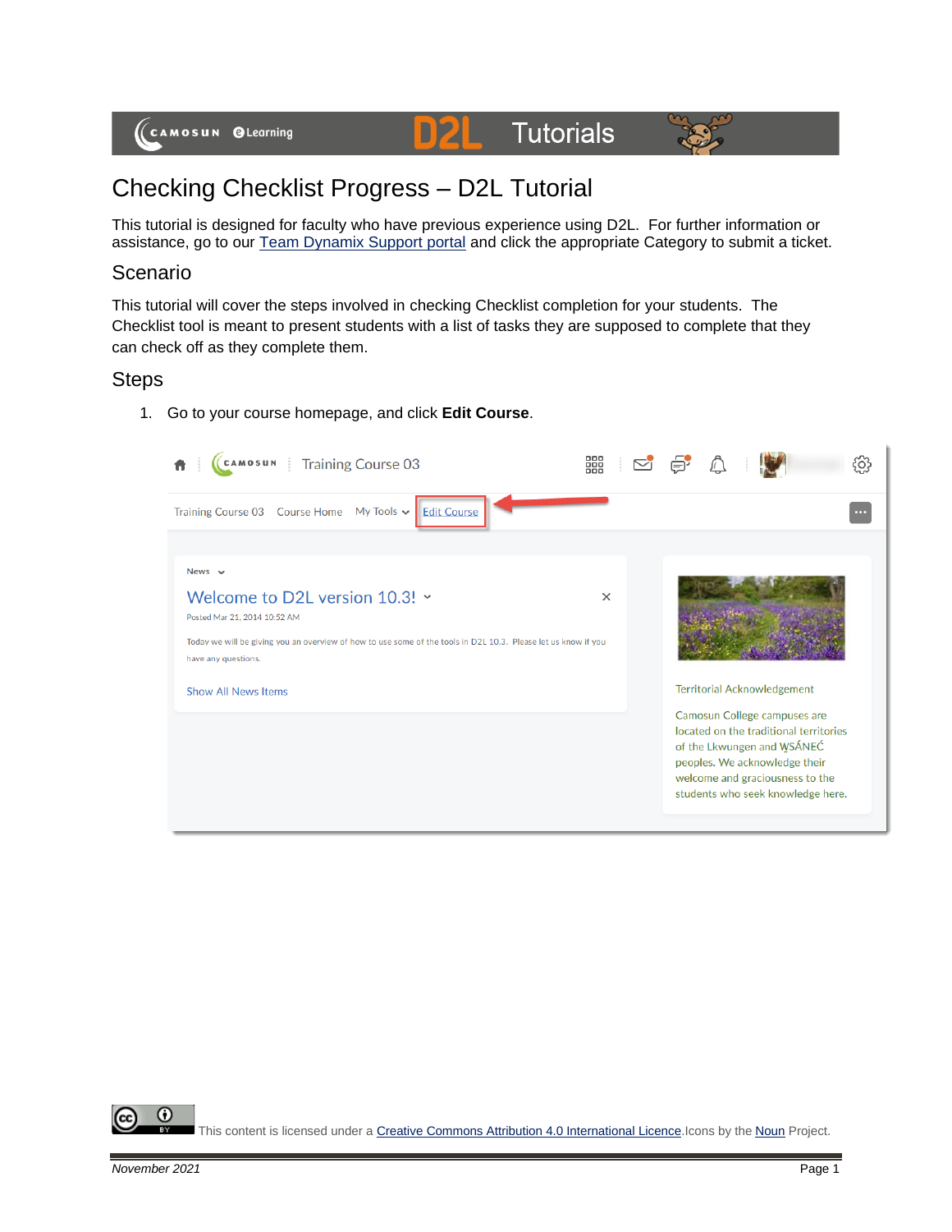# Checking Checklist Progress – D2L Tutorial

This tutorial is designed for faculty who have previous experience using D2L. For further information or assistance, go to our Team Dynamix Support portal and click the appropriate Category to submit a ticket.

## Scenario

This tutorial will cover the steps involved in checking Checklist completion for your students. The Checklist tool is meant to present students with a list of tasks they are supposed to complete that they can check off as they complete them.

## Steps

1. Go to your course homepage, and click **Edit Course**.

This content is licensed under a Creative Commons Attribution 4.0 International Licence. Icons by the Noun Project.

*November 2021*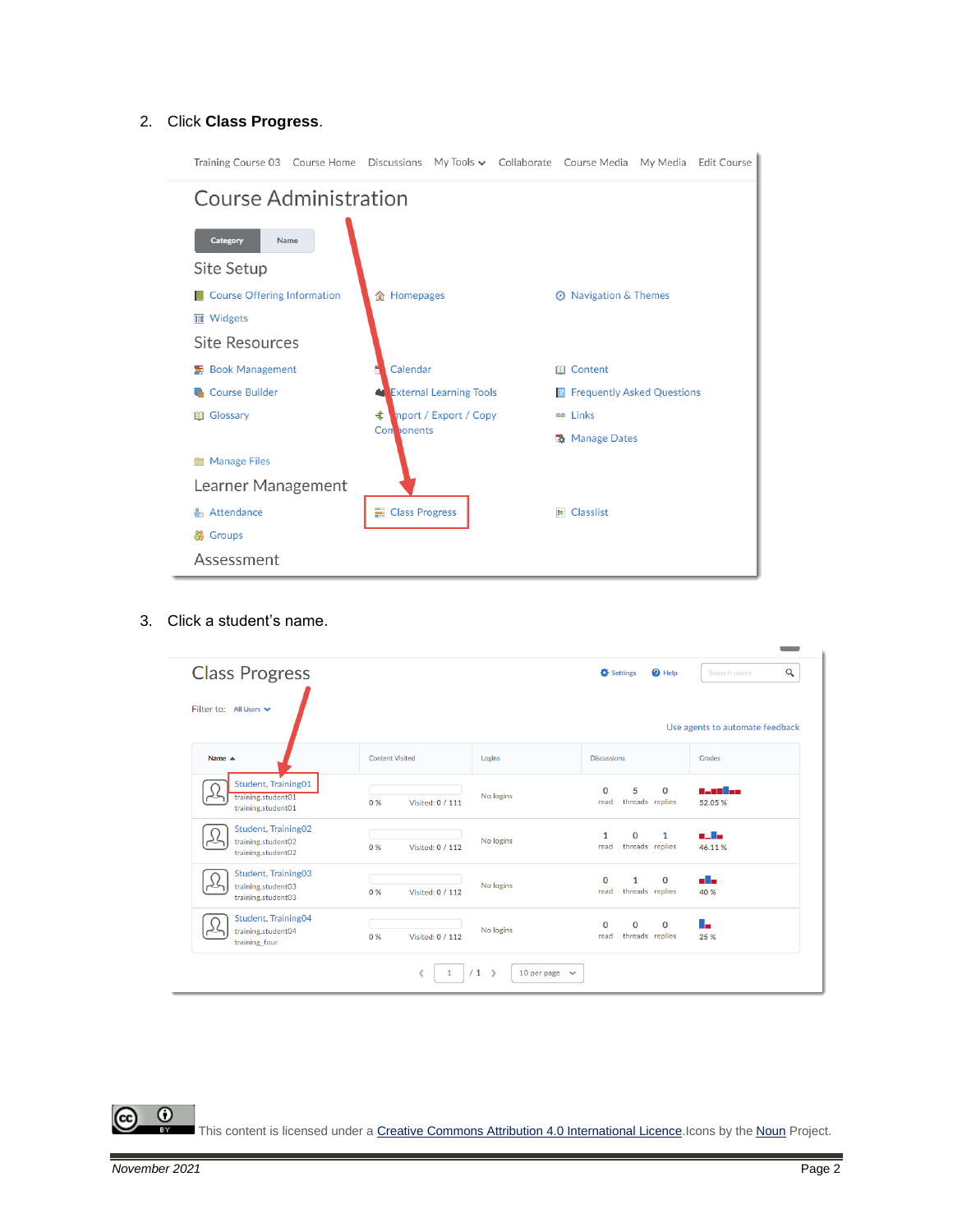2. Click **Class Progress**.

3. Click a student's name.

This content is licensed under a [Creative Commons Attribution 4.0 International Licence](). Icons by the [Noun]() Project.

*November 2021*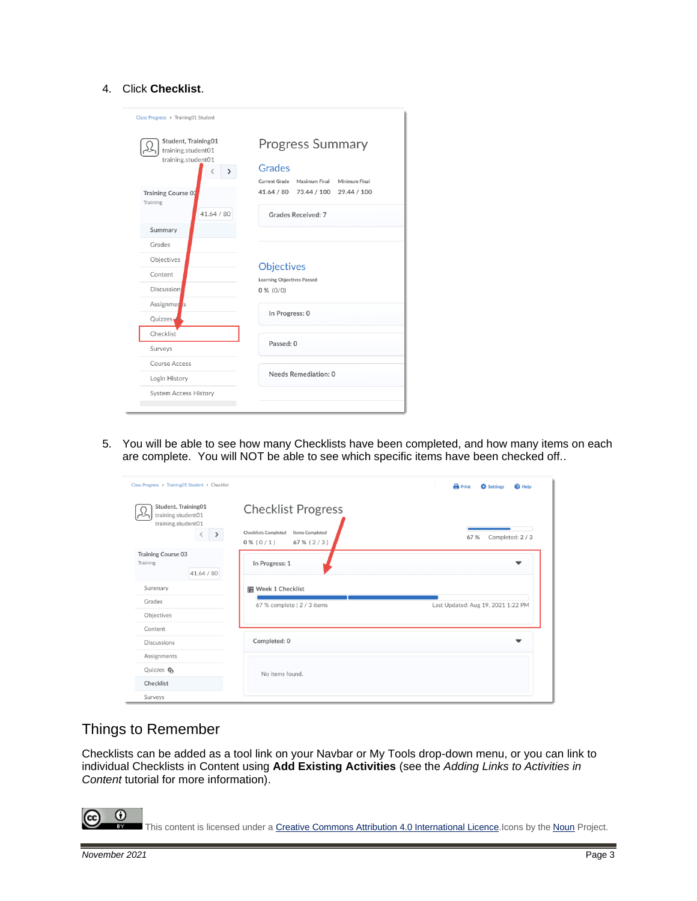4. Click **Checklist**.

5. You will be able to see how many Checklists have been completed, and how many items on each are complete. You will NOT be able to see which specific items have been checked off..

## Things to Remember

Checklists can be added as a tool link on your Navbar or My Tools drop-down menu, or you can link to individual Checklists in Content using **Add Existing Activities** (see the *Adding Links to Activities in Content* tutorial for more information).

This content is licensed under a Creative Commons Attribution 4.0 International Licence.Icons by the Noun Project.

*November 2021*